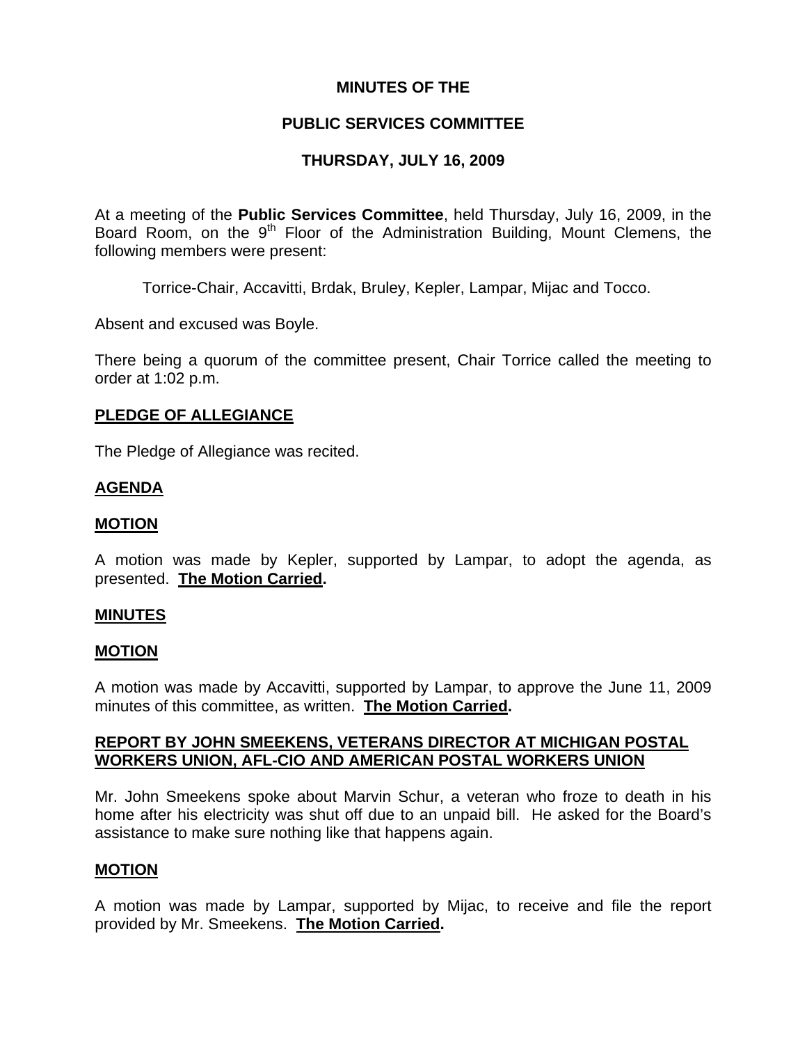# MINUTES OF THE

# PUBLIC SERVICES COMMITTEE

# THURSDAY, JULY 16, 2009

At a meeting of the **Public Services Committee**, held Thursday, July 16, 2009, in the Board Room, on the 9th Floor of the Administration Building, Mount Clemens, the following members were present:

Torrice-Chair, Accavitti, Brdak, Bruley, Kepler, Lampar, Mijac and Tocco.

Absent and excused was Boyle.

There being a quorum of the committee present, Chair Torrice called the meeting to order at 1:02 p.m.

## PLEDGE OF ALLEGIANCE

The Pledge of Allegiance was recited.

## AGENDA

## MOTION

A motion was made by Kepler, supported by Lampar, to adopt the agenda, as presented. **The Motion Carried.**

## MINUTES

## MOTION

A motion was made by Accavitti, supported by Lampar, to approve the June 11, 2009 minutes of this committee, as written. **The Motion Carried.**

## REPORT BY JOHN SMEEKENS, VETERANS DIRECTOR AT MICHIGAN POSTAL WORKERS UNION, AFL-CIO AND AMERICAN POSTAL WORKERS UNION

Mr. John Smeekens spoke about Marvin Schur, a veteran who froze to death in his home after his electricity was shut off due to an unpaid bill. He asked for the Board's assistance to make sure nothing like that happens again.

## MOTION

A motion was made by Lampar, supported by Mijac, to receive and file the report provided by Mr. Smeekens. **The Motion Carried.**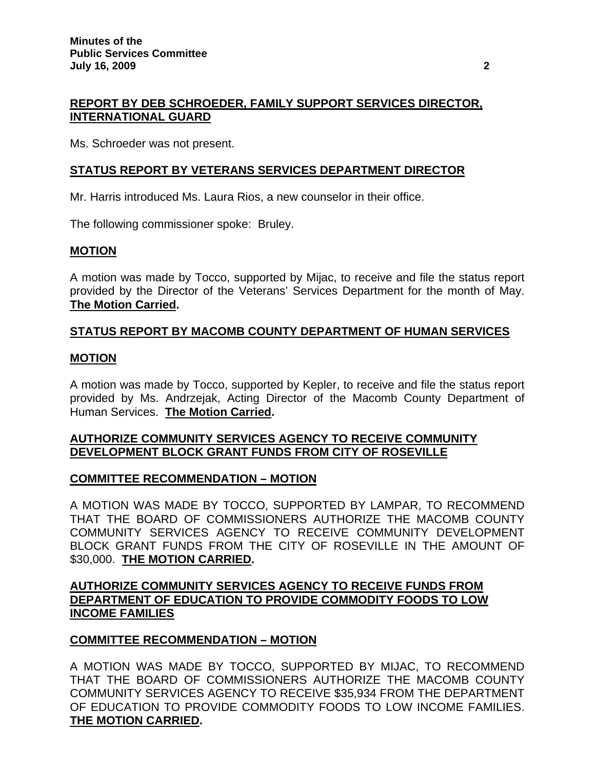## REPORT BY DEB SCHROEDER, FAMILY SUPPORT SERVICES DIRECTOR, INTERNATIONAL GUARD

Ms. Schroeder was not present.

## STATUS REPORT BY VETERANS SERVICES DEPARTMENT DIRECTOR

Mr. Harris introduced Ms. Laura Rios, a new counselor in their office.

The following commissioner spoke: Bruley.

## MOTION

A motion was made by Tocco, supported by Mijac, to receive and file the status report provided by the Director of the Veterans' Services Department for the month of May. **The Motion Carried.**

## STATUS REPORT BY MACOMB COUNTY DEPARTMENT OF HUMAN SERVICES

## MOTION

A motion was made by Tocco, supported by Kepler, to receive and file the status report provided by Ms. Andrzejak, Acting Director of the Macomb County Department of Human Services. **The Motion Carried.**

## AUTHORIZE COMMUNITY SERVICES AGENCY TO RECEIVE COMMUNITY DEVELOPMENT BLOCK GRANT FUNDS FROM CITY OF ROSEVILLE

## COMMITTEE RECOMMENDATION – MOTION

A MOTION WAS MADE BY TOCCO, SUPPORTED BY LAMPAR, TO RECOMMEND THAT THE BOARD OF COMMISSIONERS AUTHORIZE THE MACOMB COUNTY COMMUNITY SERVICES AGENCY TO RECEIVE COMMUNITY DEVELOPMENT BLOCK GRANT FUNDS FROM THE CITY OF ROSEVILLE IN THE AMOUNT OF $30,000. **THE MOTION CARRIED.**

## AUTHORIZE COMMUNITY SERVICES AGENCY TO RECEIVE FUNDS FROM DEPARTMENT OF EDUCATION TO PROVIDE COMMODITY FOODS TO LOW INCOME FAMILIES

## COMMITTEE RECOMMENDATION – MOTION

A MOTION WAS MADE BY TOCCO, SUPPORTED BY MIJAC, TO RECOMMEND THAT THE BOARD OF COMMISSIONERS AUTHORIZE THE MACOMB COUNTY COMMUNITY SERVICES AGENCY TO RECEIVE $35,934 FROM THE DEPARTMENT OF EDUCATION TO PROVIDE COMMODITY FOODS TO LOW INCOME FAMILIES. **THE MOTION CARRIED.**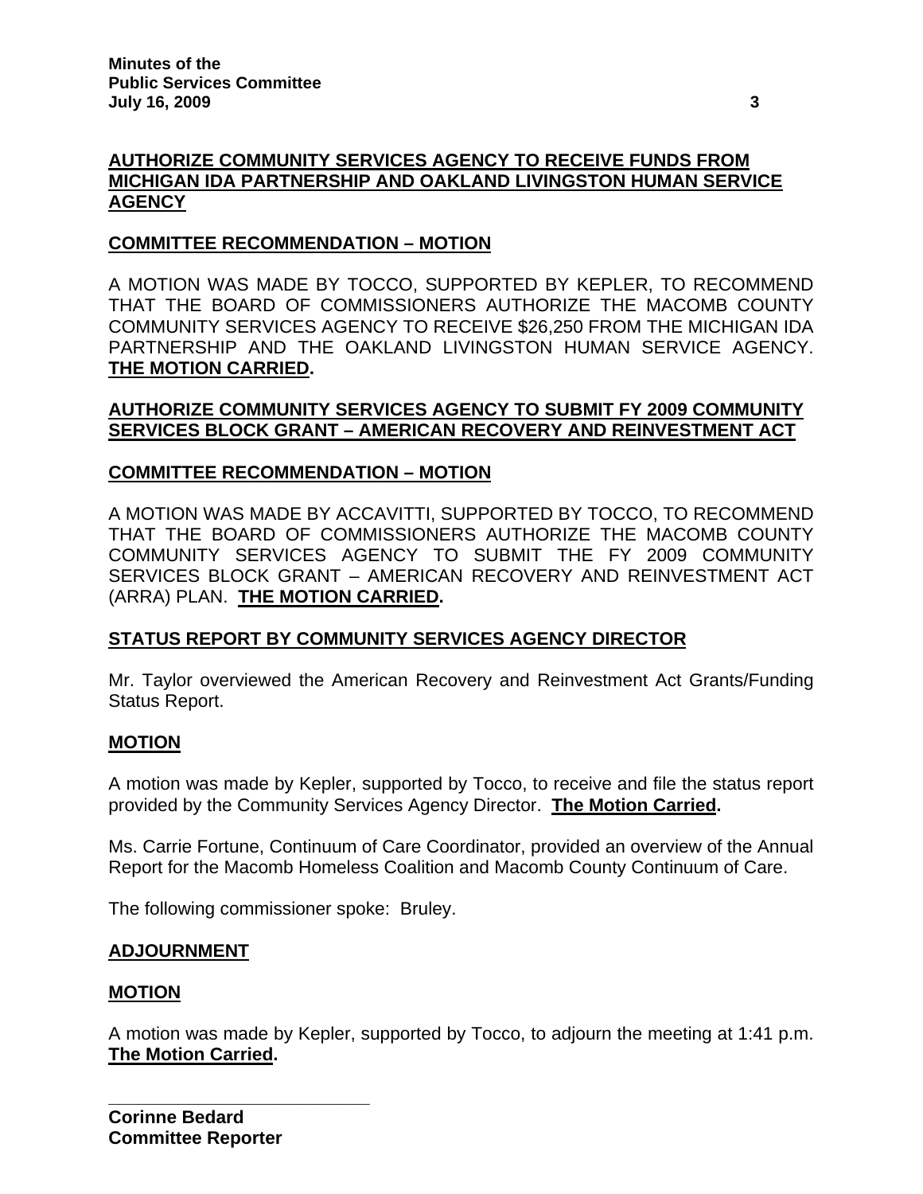## AUTHORIZE COMMUNITY SERVICES AGENCY TO RECEIVE FUNDS FROM MICHIGAN IDA PARTNERSHIP AND OAKLAND LIVINGSTON HUMAN SERVICE AGENCY

### COMMITTEE RECOMMENDATION – MOTION

A MOTION WAS MADE BY TOCCO, SUPPORTED BY KEPLER, TO RECOMMEND THAT THE BOARD OF COMMISSIONERS AUTHORIZE THE MACOMB COUNTY COMMUNITY SERVICES AGENCY TO RECEIVE $26,250 FROM THE MICHIGAN IDA PARTNERSHIP AND THE OAKLAND LIVINGSTON HUMAN SERVICE AGENCY. **THE MOTION CARRIED.**

## AUTHORIZE COMMUNITY SERVICES AGENCY TO SUBMIT FY 2009 COMMUNITY SERVICES BLOCK GRANT – AMERICAN RECOVERY AND REINVESTMENT ACT

### COMMITTEE RECOMMENDATION – MOTION

A MOTION WAS MADE BY ACCAVITTI, SUPPORTED BY TOCCO, TO RECOMMEND THAT THE BOARD OF COMMISSIONERS AUTHORIZE THE MACOMB COUNTY COMMUNITY SERVICES AGENCY TO SUBMIT THE FY 2009 COMMUNITY SERVICES BLOCK GRANT – AMERICAN RECOVERY AND REINVESTMENT ACT (ARRA) PLAN. **THE MOTION CARRIED.**

## STATUS REPORT BY COMMUNITY SERVICES AGENCY DIRECTOR

Mr. Taylor overviewed the American Recovery and Reinvestment Act Grants/Funding Status Report.

### MOTION

A motion was made by Kepler, supported by Tocco, to receive and file the status report provided by the Community Services Agency Director. **The Motion Carried.**

Ms. Carrie Fortune, Continuum of Care Coordinator, provided an overview of the Annual Report for the Macomb Homeless Coalition and Macomb County Continuum of Care.

The following commissioner spoke: Bruley.

## ADJOURNMENT

### MOTION

A motion was made by Kepler, supported by Tocco, to adjourn the meeting at 1:41 p.m. **The Motion Carried.**

\_\_\_\_\_\_\_\_\_\_\_\_\_\_\_\_\_\_\_\_\_\_\_\_\_\_\_\_

**Corinne Bedard**
**Committee Reporter**